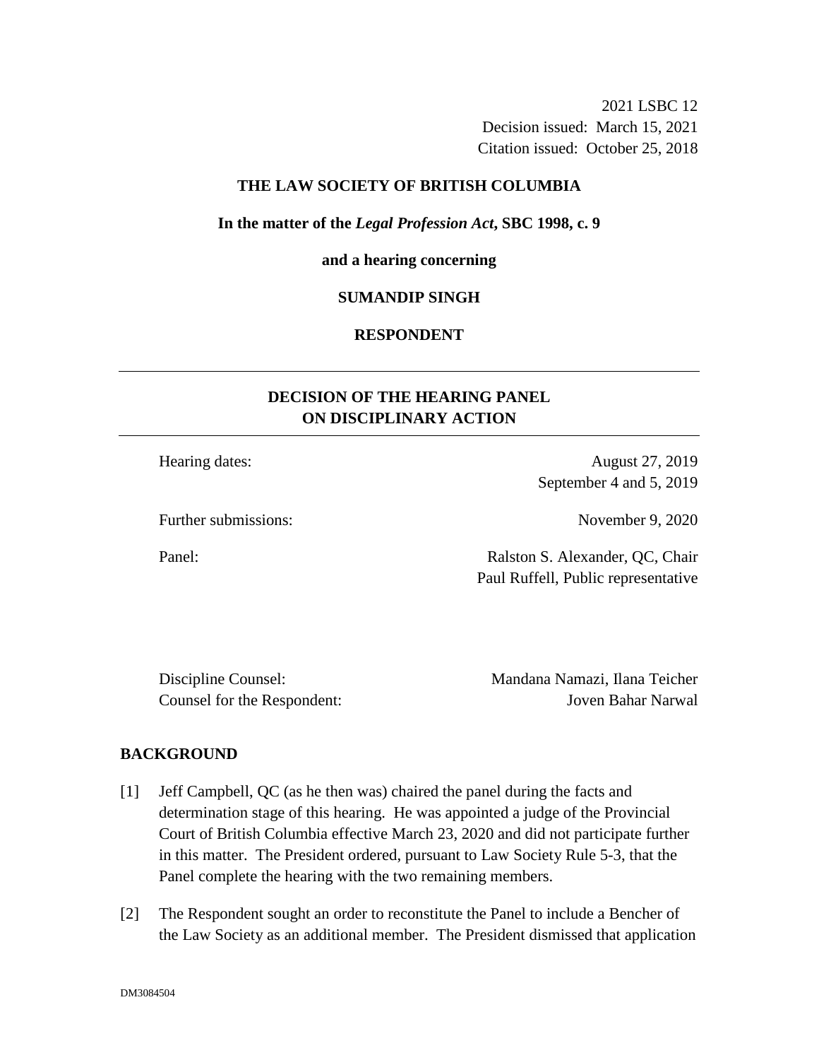2021 LSBC 12
Decision issued: March 15, 2021
Citation issued: October 25, 2018

**THE LAW SOCIETY OF BRITISH COLUMBIA**

**In the matter of the *Legal Profession Act*, SBC 1998, c. 9**

**and a hearing concerning**

**SUMANDIP SINGH**

**RESPONDENT**

---

**DECISION OF THE HEARING PANEL ON DISCIPLINARY ACTION**

---

| | |
|---|---|
| Hearing dates: | August 27, 2019<br>September 4 and 5, 2019 |
| Further submissions: | November 9, 2020 |
| Panel: | Ralston S. Alexander, QC, Chair<br>Paul Ruffell, Public representative |
| Discipline Counsel: | Mandana Namazi, Ilana Teicher |
| Counsel for the Respondent: | Joven Bahar Narwal |

## BACKGROUND

[1] Jeff Campbell, QC (as he then was) chaired the panel during the facts and determination stage of this hearing. He was appointed a judge of the Provincial Court of British Columbia effective March 23, 2020 and did not participate further in this matter. The President ordered, pursuant to Law Society Rule 5-3, that the Panel complete the hearing with the two remaining members.

[2] The Respondent sought an order to reconstitute the Panel to include a Bencher of the Law Society as an additional member. The President dismissed that application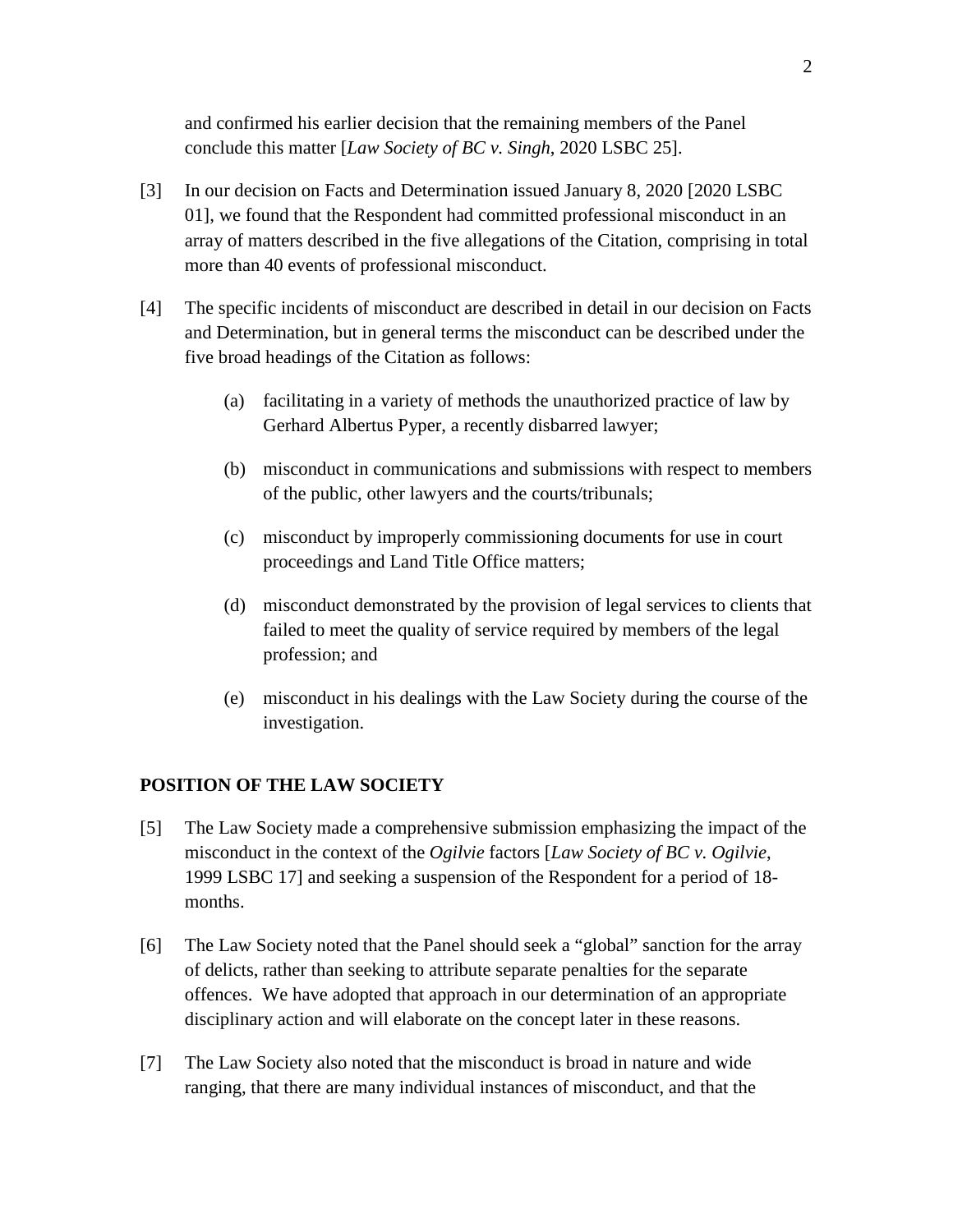and confirmed his earlier decision that the remaining members of the Panel conclude this matter [*Law Society of BC v. Singh*, 2020 LSBC 25].

[3] In our decision on Facts and Determination issued January 8, 2020 [2020 LSBC 01], we found that the Respondent had committed professional misconduct in an array of matters described in the five allegations of the Citation, comprising in total more than 40 events of professional misconduct.

[4] The specific incidents of misconduct are described in detail in our decision on Facts and Determination, but in general terms the misconduct can be described under the five broad headings of the Citation as follows:

(a) facilitating in a variety of methods the unauthorized practice of law by Gerhard Albertus Pyper, a recently disbarred lawyer;

(b) misconduct in communications and submissions with respect to members of the public, other lawyers and the courts/tribunals;

(c) misconduct by improperly commissioning documents for use in court proceedings and Land Title Office matters;

(d) misconduct demonstrated by the provision of legal services to clients that failed to meet the quality of service required by members of the legal profession; and

(e) misconduct in his dealings with the Law Society during the course of the investigation.

## POSITION OF THE LAW SOCIETY

[5] The Law Society made a comprehensive submission emphasizing the impact of the misconduct in the context of the *Ogilvie* factors [*Law Society of BC v. Ogilvie*, 1999 LSBC 17] and seeking a suspension of the Respondent for a period of 18-months.

[6] The Law Society noted that the Panel should seek a "global" sanction for the array of delicts, rather than seeking to attribute separate penalties for the separate offences. We have adopted that approach in our determination of an appropriate disciplinary action and will elaborate on the concept later in these reasons.

[7] The Law Society also noted that the misconduct is broad in nature and wide ranging, that there are many individual instances of misconduct, and that the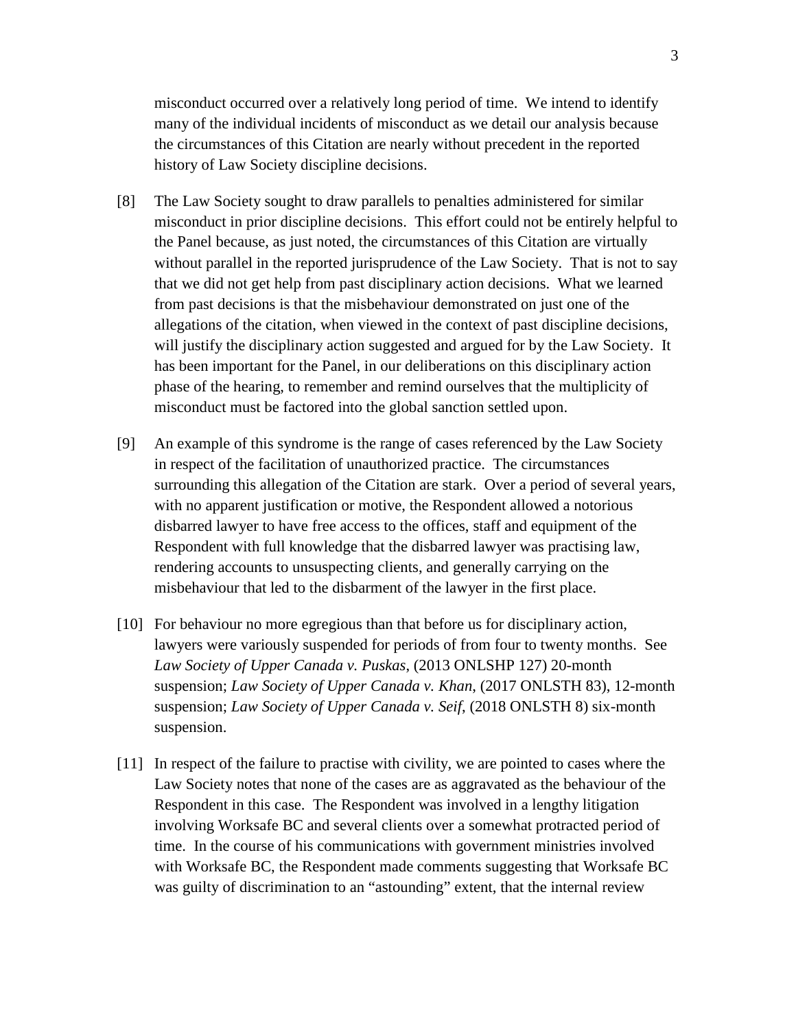misconduct occurred over a relatively long period of time. We intend to identify many of the individual incidents of misconduct as we detail our analysis because the circumstances of this Citation are nearly without precedent in the reported history of Law Society discipline decisions.

[8] The Law Society sought to draw parallels to penalties administered for similar misconduct in prior discipline decisions. This effort could not be entirely helpful to the Panel because, as just noted, the circumstances of this Citation are virtually without parallel in the reported jurisprudence of the Law Society. That is not to say that we did not get help from past disciplinary action decisions. What we learned from past decisions is that the misbehaviour demonstrated on just one of the allegations of the citation, when viewed in the context of past discipline decisions, will justify the disciplinary action suggested and argued for by the Law Society. It has been important for the Panel, in our deliberations on this disciplinary action phase of the hearing, to remember and remind ourselves that the multiplicity of misconduct must be factored into the global sanction settled upon.

[9] An example of this syndrome is the range of cases referenced by the Law Society in respect of the facilitation of unauthorized practice. The circumstances surrounding this allegation of the Citation are stark. Over a period of several years, with no apparent justification or motive, the Respondent allowed a notorious disbarred lawyer to have free access to the offices, staff and equipment of the Respondent with full knowledge that the disbarred lawyer was practising law, rendering accounts to unsuspecting clients, and generally carrying on the misbehaviour that led to the disbarment of the lawyer in the first place.

[10] For behaviour no more egregious than that before us for disciplinary action, lawyers were variously suspended for periods of from four to twenty months. See *Law Society of Upper Canada v. Puskas*, (2013 ONLSHP 127) 20-month suspension; *Law Society of Upper Canada v. Khan*, (2017 ONLSTH 83), 12-month suspension; *Law Society of Upper Canada v. Seif*, (2018 ONLSTH 8) six-month suspension.

[11] In respect of the failure to practise with civility, we are pointed to cases where the Law Society notes that none of the cases are as aggravated as the behaviour of the Respondent in this case. The Respondent was involved in a lengthy litigation involving Worksafe BC and several clients over a somewhat protracted period of time. In the course of his communications with government ministries involved with Worksafe BC, the Respondent made comments suggesting that Worksafe BC was guilty of discrimination to an "astounding" extent, that the internal review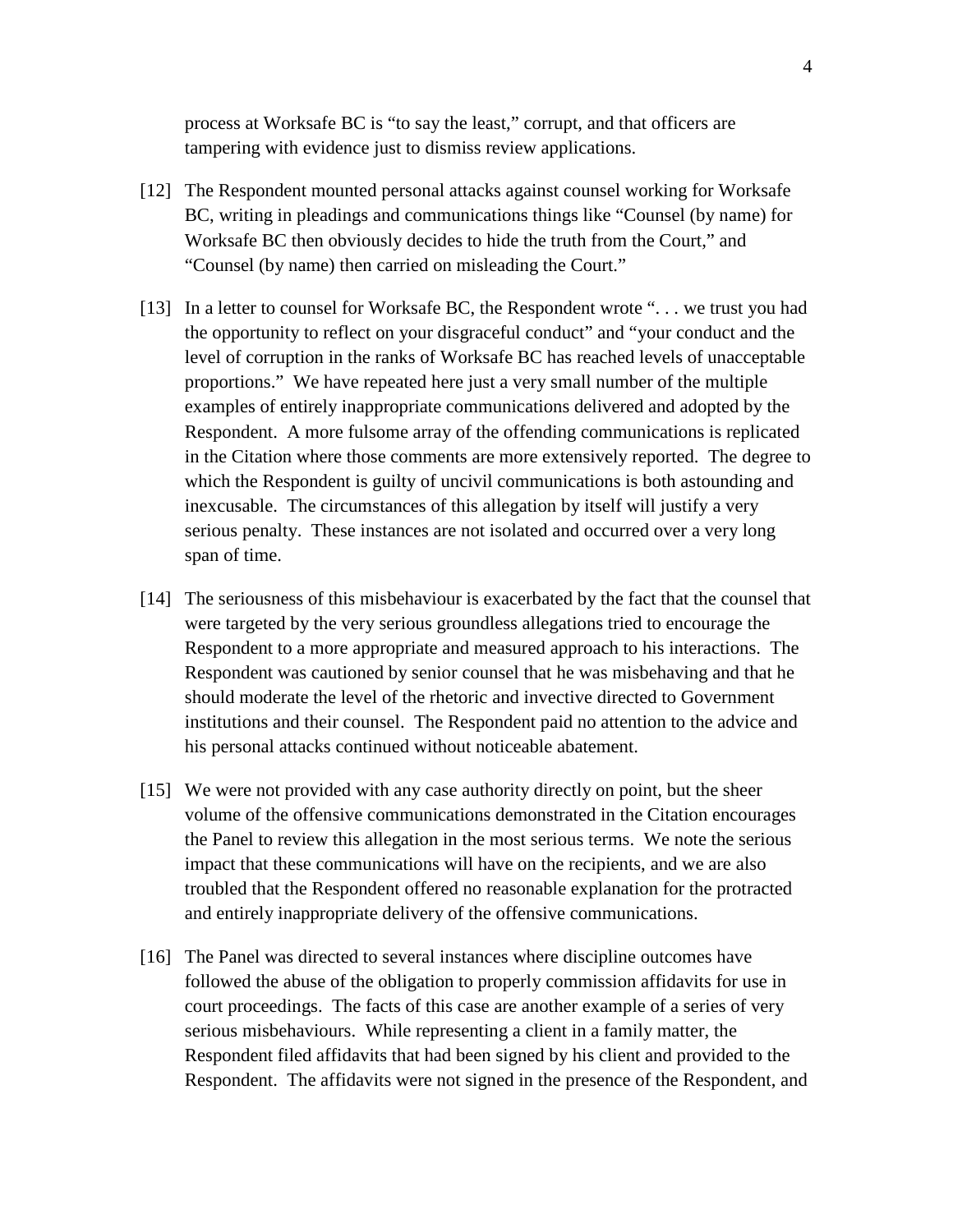process at Worksafe BC is "to say the least," corrupt, and that officers are tampering with evidence just to dismiss review applications.

[12] The Respondent mounted personal attacks against counsel working for Worksafe BC, writing in pleadings and communications things like "Counsel (by name) for Worksafe BC then obviously decides to hide the truth from the Court," and "Counsel (by name) then carried on misleading the Court."

[13] In a letter to counsel for Worksafe BC, the Respondent wrote ". . . we trust you had the opportunity to reflect on your disgraceful conduct" and "your conduct and the level of corruption in the ranks of Worksafe BC has reached levels of unacceptable proportions." We have repeated here just a very small number of the multiple examples of entirely inappropriate communications delivered and adopted by the Respondent. A more fulsome array of the offending communications is replicated in the Citation where those comments are more extensively reported. The degree to which the Respondent is guilty of uncivil communications is both astounding and inexcusable. The circumstances of this allegation by itself will justify a very serious penalty. These instances are not isolated and occurred over a very long span of time.

[14] The seriousness of this misbehaviour is exacerbated by the fact that the counsel that were targeted by the very serious groundless allegations tried to encourage the Respondent to a more appropriate and measured approach to his interactions. The Respondent was cautioned by senior counsel that he was misbehaving and that he should moderate the level of the rhetoric and invective directed to Government institutions and their counsel. The Respondent paid no attention to the advice and his personal attacks continued without noticeable abatement.

[15] We were not provided with any case authority directly on point, but the sheer volume of the offensive communications demonstrated in the Citation encourages the Panel to review this allegation in the most serious terms. We note the serious impact that these communications will have on the recipients, and we are also troubled that the Respondent offered no reasonable explanation for the protracted and entirely inappropriate delivery of the offensive communications.

[16] The Panel was directed to several instances where discipline outcomes have followed the abuse of the obligation to properly commission affidavits for use in court proceedings. The facts of this case are another example of a series of very serious misbehaviours. While representing a client in a family matter, the Respondent filed affidavits that had been signed by his client and provided to the Respondent. The affidavits were not signed in the presence of the Respondent, and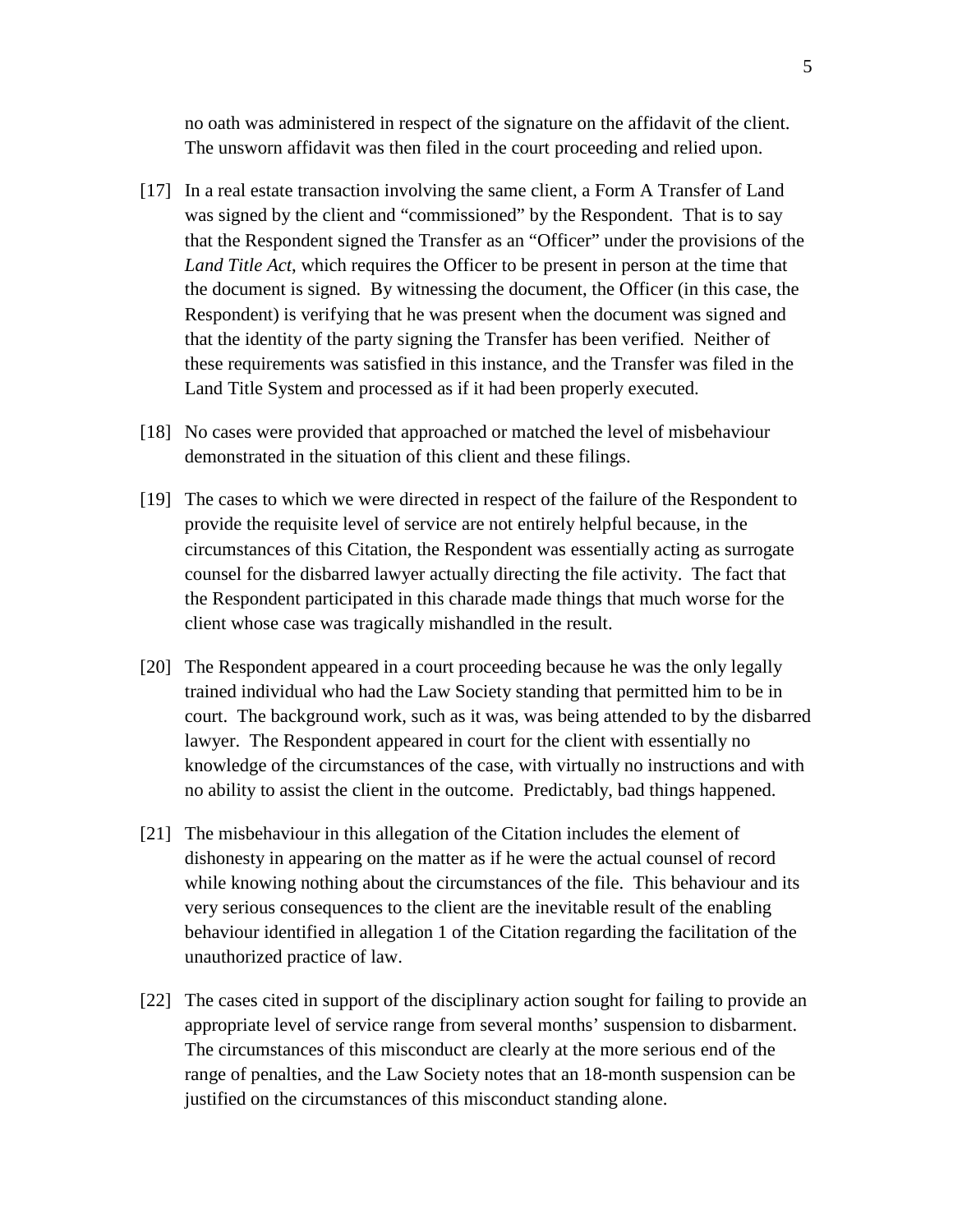no oath was administered in respect of the signature on the affidavit of the client. The unsworn affidavit was then filed in the court proceeding and relied upon.

[17] In a real estate transaction involving the same client, a Form A Transfer of Land was signed by the client and "commissioned" by the Respondent. That is to say that the Respondent signed the Transfer as an "Officer" under the provisions of the *Land Title Act*, which requires the Officer to be present in person at the time that the document is signed. By witnessing the document, the Officer (in this case, the Respondent) is verifying that he was present when the document was signed and that the identity of the party signing the Transfer has been verified. Neither of these requirements was satisfied in this instance, and the Transfer was filed in the Land Title System and processed as if it had been properly executed.

[18] No cases were provided that approached or matched the level of misbehaviour demonstrated in the situation of this client and these filings.

[19] The cases to which we were directed in respect of the failure of the Respondent to provide the requisite level of service are not entirely helpful because, in the circumstances of this Citation, the Respondent was essentially acting as surrogate counsel for the disbarred lawyer actually directing the file activity. The fact that the Respondent participated in this charade made things that much worse for the client whose case was tragically mishandled in the result.

[20] The Respondent appeared in a court proceeding because he was the only legally trained individual who had the Law Society standing that permitted him to be in court. The background work, such as it was, was being attended to by the disbarred lawyer. The Respondent appeared in court for the client with essentially no knowledge of the circumstances of the case, with virtually no instructions and with no ability to assist the client in the outcome. Predictably, bad things happened.

[21] The misbehaviour in this allegation of the Citation includes the element of dishonesty in appearing on the matter as if he were the actual counsel of record while knowing nothing about the circumstances of the file. This behaviour and its very serious consequences to the client are the inevitable result of the enabling behaviour identified in allegation 1 of the Citation regarding the facilitation of the unauthorized practice of law.

[22] The cases cited in support of the disciplinary action sought for failing to provide an appropriate level of service range from several months' suspension to disbarment. The circumstances of this misconduct are clearly at the more serious end of the range of penalties, and the Law Society notes that an 18-month suspension can be justified on the circumstances of this misconduct standing alone.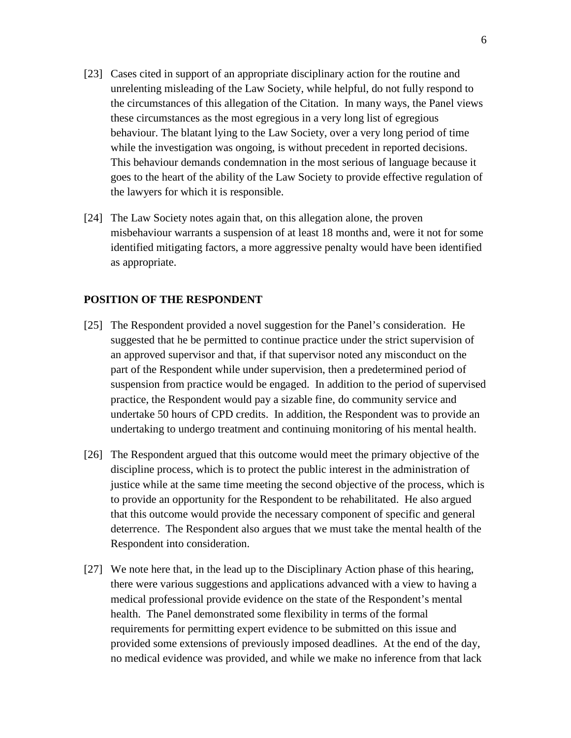[23] Cases cited in support of an appropriate disciplinary action for the routine and unrelenting misleading of the Law Society, while helpful, do not fully respond to the circumstances of this allegation of the Citation. In many ways, the Panel views these circumstances as the most egregious in a very long list of egregious behaviour. The blatant lying to the Law Society, over a very long period of time while the investigation was ongoing, is without precedent in reported decisions. This behaviour demands condemnation in the most serious of language because it goes to the heart of the ability of the Law Society to provide effective regulation of the lawyers for which it is responsible.

[24] The Law Society notes again that, on this allegation alone, the proven misbehaviour warrants a suspension of at least 18 months and, were it not for some identified mitigating factors, a more aggressive penalty would have been identified as appropriate.

## POSITION OF THE RESPONDENT

[25] The Respondent provided a novel suggestion for the Panel's consideration. He suggested that he be permitted to continue practice under the strict supervision of an approved supervisor and that, if that supervisor noted any misconduct on the part of the Respondent while under supervision, then a predetermined period of suspension from practice would be engaged. In addition to the period of supervised practice, the Respondent would pay a sizable fine, do community service and undertake 50 hours of CPD credits. In addition, the Respondent was to provide an undertaking to undergo treatment and continuing monitoring of his mental health.

[26] The Respondent argued that this outcome would meet the primary objective of the discipline process, which is to protect the public interest in the administration of justice while at the same time meeting the second objective of the process, which is to provide an opportunity for the Respondent to be rehabilitated. He also argued that this outcome would provide the necessary component of specific and general deterrence. The Respondent also argues that we must take the mental health of the Respondent into consideration.

[27] We note here that, in the lead up to the Disciplinary Action phase of this hearing, there were various suggestions and applications advanced with a view to having a medical professional provide evidence on the state of the Respondent's mental health. The Panel demonstrated some flexibility in terms of the formal requirements for permitting expert evidence to be submitted on this issue and provided some extensions of previously imposed deadlines. At the end of the day, no medical evidence was provided, and while we make no inference from that lack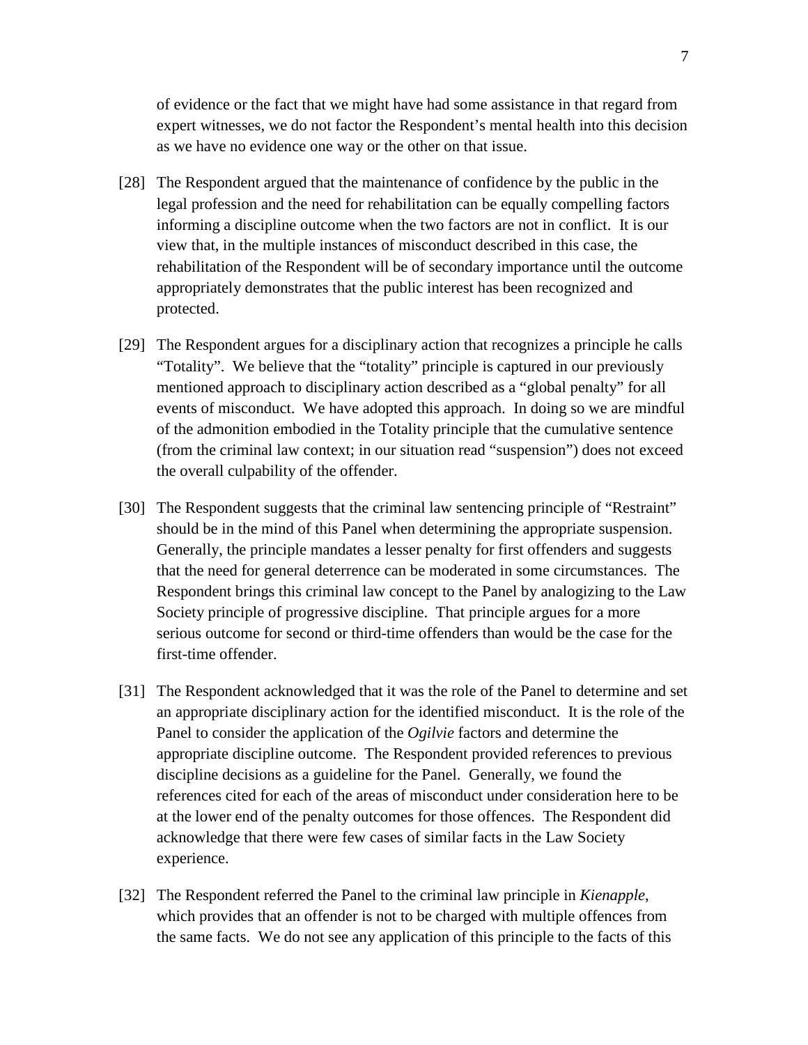of evidence or the fact that we might have had some assistance in that regard from expert witnesses, we do not factor the Respondent's mental health into this decision as we have no evidence one way or the other on that issue.

[28] The Respondent argued that the maintenance of confidence by the public in the legal profession and the need for rehabilitation can be equally compelling factors informing a discipline outcome when the two factors are not in conflict. It is our view that, in the multiple instances of misconduct described in this case, the rehabilitation of the Respondent will be of secondary importance until the outcome appropriately demonstrates that the public interest has been recognized and protected.

[29] The Respondent argues for a disciplinary action that recognizes a principle he calls "Totality". We believe that the "totality" principle is captured in our previously mentioned approach to disciplinary action described as a "global penalty" for all events of misconduct. We have adopted this approach. In doing so we are mindful of the admonition embodied in the Totality principle that the cumulative sentence (from the criminal law context; in our situation read "suspension") does not exceed the overall culpability of the offender.

[30] The Respondent suggests that the criminal law sentencing principle of "Restraint" should be in the mind of this Panel when determining the appropriate suspension. Generally, the principle mandates a lesser penalty for first offenders and suggests that the need for general deterrence can be moderated in some circumstances. The Respondent brings this criminal law concept to the Panel by analogizing to the Law Society principle of progressive discipline. That principle argues for a more serious outcome for second or third-time offenders than would be the case for the first-time offender.

[31] The Respondent acknowledged that it was the role of the Panel to determine and set an appropriate disciplinary action for the identified misconduct. It is the role of the Panel to consider the application of the *Ogilvie* factors and determine the appropriate discipline outcome. The Respondent provided references to previous discipline decisions as a guideline for the Panel. Generally, we found the references cited for each of the areas of misconduct under consideration here to be at the lower end of the penalty outcomes for those offences. The Respondent did acknowledge that there were few cases of similar facts in the Law Society experience.

[32] The Respondent referred the Panel to the criminal law principle in *Kienapple*, which provides that an offender is not to be charged with multiple offences from the same facts. We do not see any application of this principle to the facts of this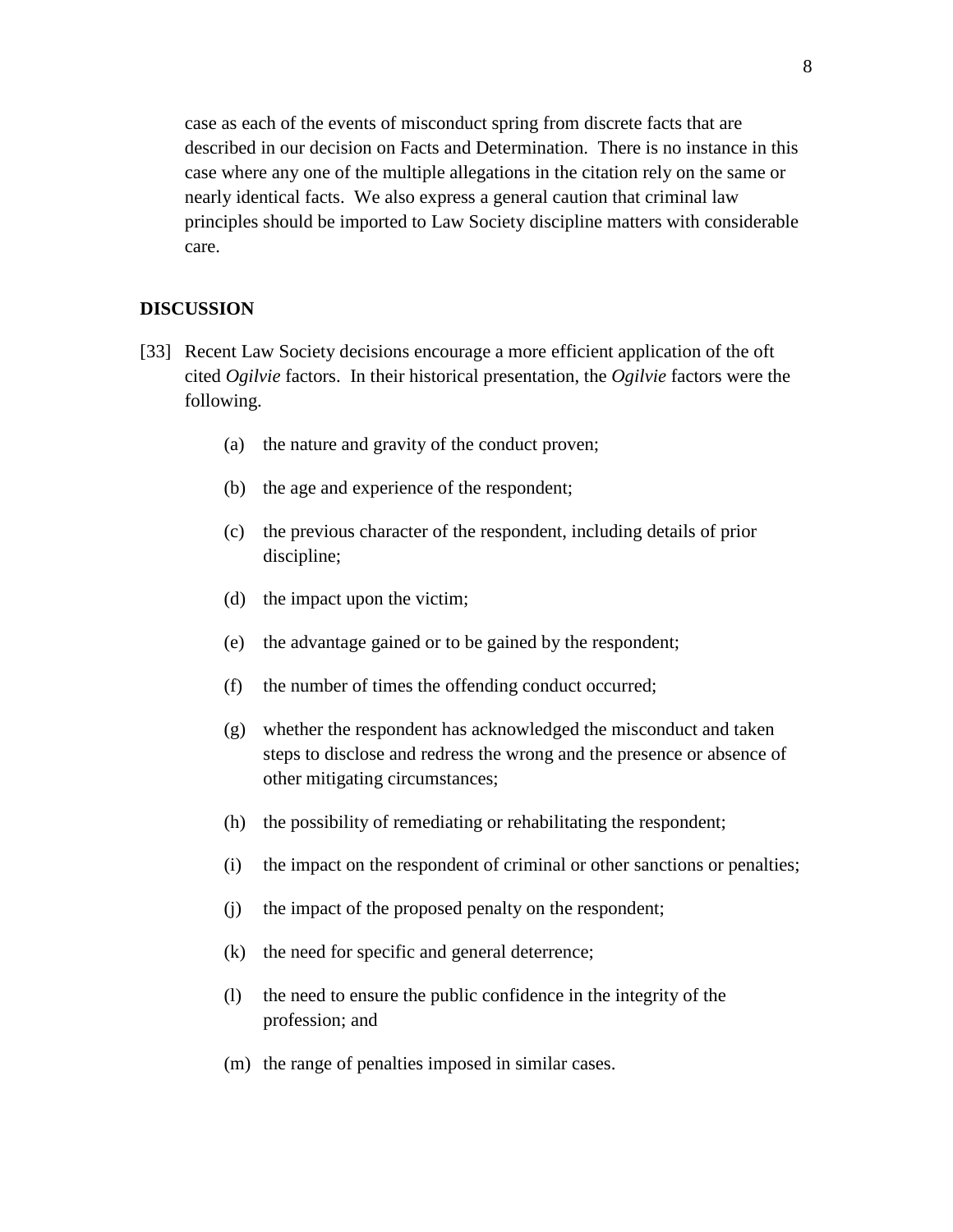case as each of the events of misconduct spring from discrete facts that are described in our decision on Facts and Determination. There is no instance in this case where any one of the multiple allegations in the citation rely on the same or nearly identical facts. We also express a general caution that criminal law principles should be imported to Law Society discipline matters with considerable care.

## DISCUSSION

[33] Recent Law Society decisions encourage a more efficient application of the oft cited *Ogilvie* factors. In their historical presentation, the *Ogilvie* factors were the following.

(a) the nature and gravity of the conduct proven;

(b) the age and experience of the respondent;

(c) the previous character of the respondent, including details of prior discipline;

(d) the impact upon the victim;

(e) the advantage gained or to be gained by the respondent;

(f) the number of times the offending conduct occurred;

(g) whether the respondent has acknowledged the misconduct and taken steps to disclose and redress the wrong and the presence or absence of other mitigating circumstances;

(h) the possibility of remediating or rehabilitating the respondent;

(i) the impact on the respondent of criminal or other sanctions or penalties;

(j) the impact of the proposed penalty on the respondent;

(k) the need for specific and general deterrence;

(l) the need to ensure the public confidence in the integrity of the profession; and

(m) the range of penalties imposed in similar cases.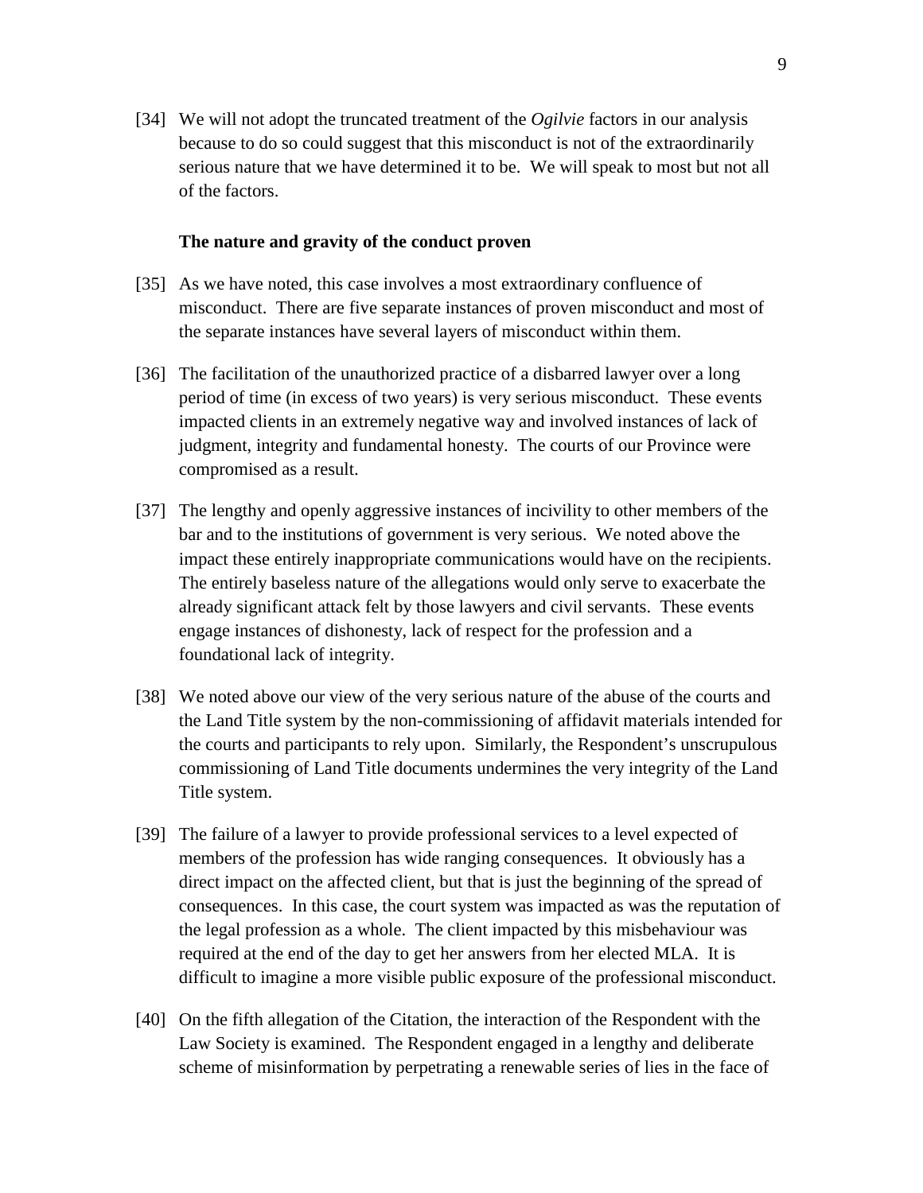[34] We will not adopt the truncated treatment of the *Ogilvie* factors in our analysis because to do so could suggest that this misconduct is not of the extraordinarily serious nature that we have determined it to be. We will speak to most but not all of the factors.

**The nature and gravity of the conduct proven**

[35] As we have noted, this case involves a most extraordinary confluence of misconduct. There are five separate instances of proven misconduct and most of the separate instances have several layers of misconduct within them.

[36] The facilitation of the unauthorized practice of a disbarred lawyer over a long period of time (in excess of two years) is very serious misconduct. These events impacted clients in an extremely negative way and involved instances of lack of judgment, integrity and fundamental honesty. The courts of our Province were compromised as a result.

[37] The lengthy and openly aggressive instances of incivility to other members of the bar and to the institutions of government is very serious. We noted above the impact these entirely inappropriate communications would have on the recipients. The entirely baseless nature of the allegations would only serve to exacerbate the already significant attack felt by those lawyers and civil servants. These events engage instances of dishonesty, lack of respect for the profession and a foundational lack of integrity.

[38] We noted above our view of the very serious nature of the abuse of the courts and the Land Title system by the non-commissioning of affidavit materials intended for the courts and participants to rely upon. Similarly, the Respondent's unscrupulous commissioning of Land Title documents undermines the very integrity of the Land Title system.

[39] The failure of a lawyer to provide professional services to a level expected of members of the profession has wide ranging consequences. It obviously has a direct impact on the affected client, but that is just the beginning of the spread of consequences. In this case, the court system was impacted as was the reputation of the legal profession as a whole. The client impacted by this misbehaviour was required at the end of the day to get her answers from her elected MLA. It is difficult to imagine a more visible public exposure of the professional misconduct.

[40] On the fifth allegation of the Citation, the interaction of the Respondent with the Law Society is examined. The Respondent engaged in a lengthy and deliberate scheme of misinformation by perpetrating a renewable series of lies in the face of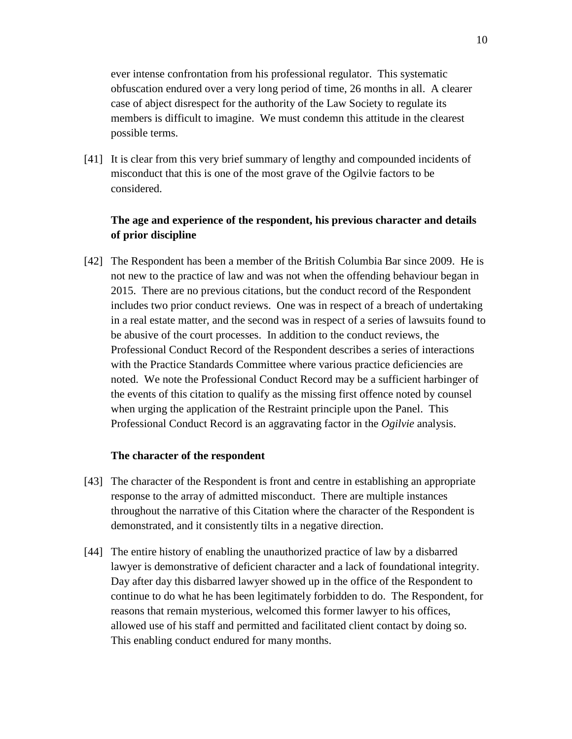ever intense confrontation from his professional regulator. This systematic obfuscation endured over a very long period of time, 26 months in all. A clearer case of abject disrespect for the authority of the Law Society to regulate its members is difficult to imagine. We must condemn this attitude in the clearest possible terms.

[41] It is clear from this very brief summary of lengthy and compounded incidents of misconduct that this is one of the most grave of the Ogilvie factors to be considered.

**The age and experience of the respondent, his previous character and details of prior discipline**

[42] The Respondent has been a member of the British Columbia Bar since 2009. He is not new to the practice of law and was not when the offending behaviour began in 2015. There are no previous citations, but the conduct record of the Respondent includes two prior conduct reviews. One was in respect of a breach of undertaking in a real estate matter, and the second was in respect of a series of lawsuits found to be abusive of the court processes. In addition to the conduct reviews, the Professional Conduct Record of the Respondent describes a series of interactions with the Practice Standards Committee where various practice deficiencies are noted. We note the Professional Conduct Record may be a sufficient harbinger of the events of this citation to qualify as the missing first offence noted by counsel when urging the application of the Restraint principle upon the Panel. This Professional Conduct Record is an aggravating factor in the *Ogilvie* analysis.

**The character of the respondent**

[43] The character of the Respondent is front and centre in establishing an appropriate response to the array of admitted misconduct. There are multiple instances throughout the narrative of this Citation where the character of the Respondent is demonstrated, and it consistently tilts in a negative direction.

[44] The entire history of enabling the unauthorized practice of law by a disbarred lawyer is demonstrative of deficient character and a lack of foundational integrity. Day after day this disbarred lawyer showed up in the office of the Respondent to continue to do what he has been legitimately forbidden to do. The Respondent, for reasons that remain mysterious, welcomed this former lawyer to his offices, allowed use of his staff and permitted and facilitated client contact by doing so. This enabling conduct endured for many months.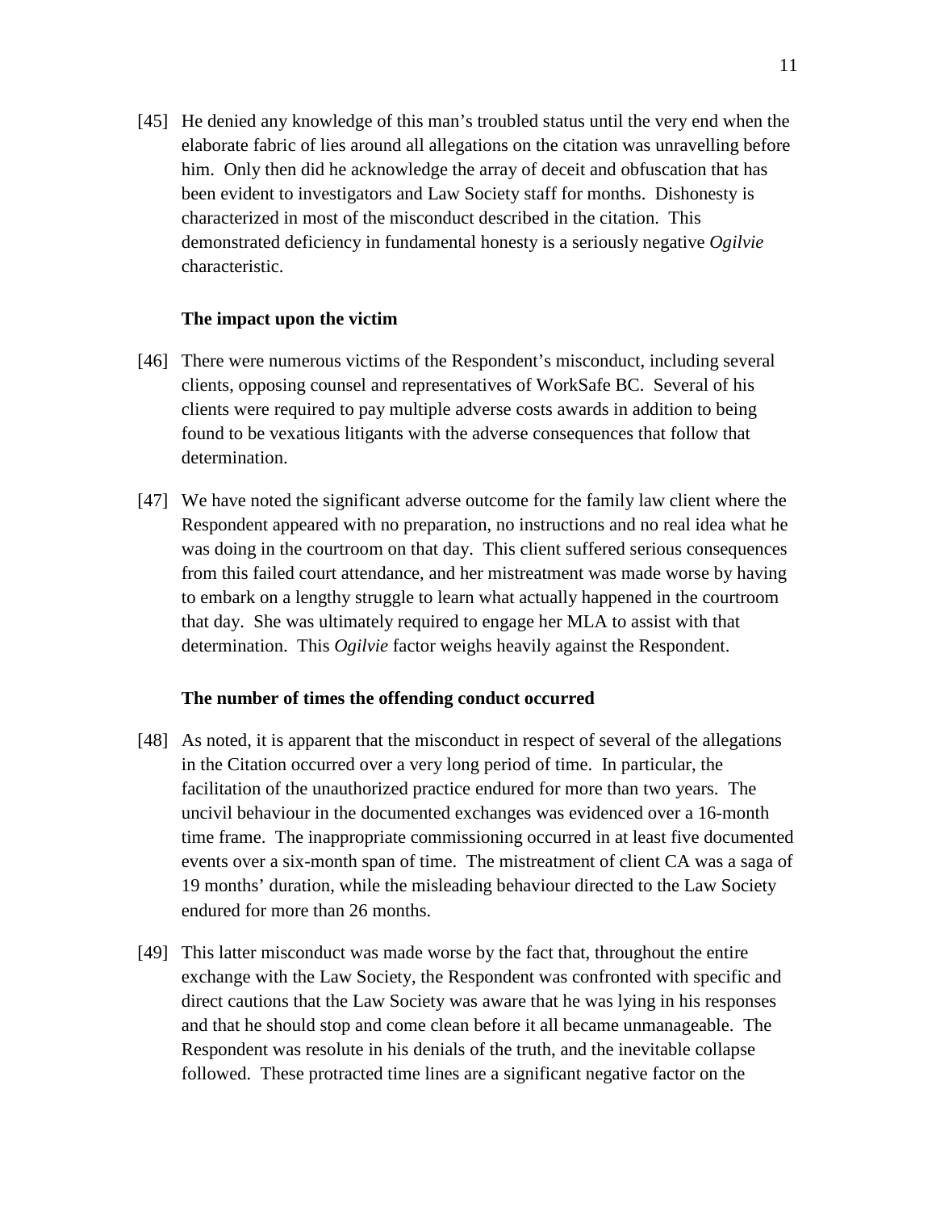[45] He denied any knowledge of this man's troubled status until the very end when the elaborate fabric of lies around all allegations on the citation was unravelling before him. Only then did he acknowledge the array of deceit and obfuscation that has been evident to investigators and Law Society staff for months. Dishonesty is characterized in most of the misconduct described in the citation. This demonstrated deficiency in fundamental honesty is a seriously negative *Ogilvie* characteristic.

**The impact upon the victim**

[46] There were numerous victims of the Respondent's misconduct, including several clients, opposing counsel and representatives of WorkSafe BC. Several of his clients were required to pay multiple adverse costs awards in addition to being found to be vexatious litigants with the adverse consequences that follow that determination.

[47] We have noted the significant adverse outcome for the family law client where the Respondent appeared with no preparation, no instructions and no real idea what he was doing in the courtroom on that day. This client suffered serious consequences from this failed court attendance, and her mistreatment was made worse by having to embark on a lengthy struggle to learn what actually happened in the courtroom that day. She was ultimately required to engage her MLA to assist with that determination. This *Ogilvie* factor weighs heavily against the Respondent.

**The number of times the offending conduct occurred**

[48] As noted, it is apparent that the misconduct in respect of several of the allegations in the Citation occurred over a very long period of time. In particular, the facilitation of the unauthorized practice endured for more than two years. The uncivil behaviour in the documented exchanges was evidenced over a 16-month time frame. The inappropriate commissioning occurred in at least five documented events over a six-month span of time. The mistreatment of client CA was a saga of 19 months' duration, while the misleading behaviour directed to the Law Society endured for more than 26 months.

[49] This latter misconduct was made worse by the fact that, throughout the entire exchange with the Law Society, the Respondent was confronted with specific and direct cautions that the Law Society was aware that he was lying in his responses and that he should stop and come clean before it all became unmanageable. The Respondent was resolute in his denials of the truth, and the inevitable collapse followed. These protracted time lines are a significant negative factor on the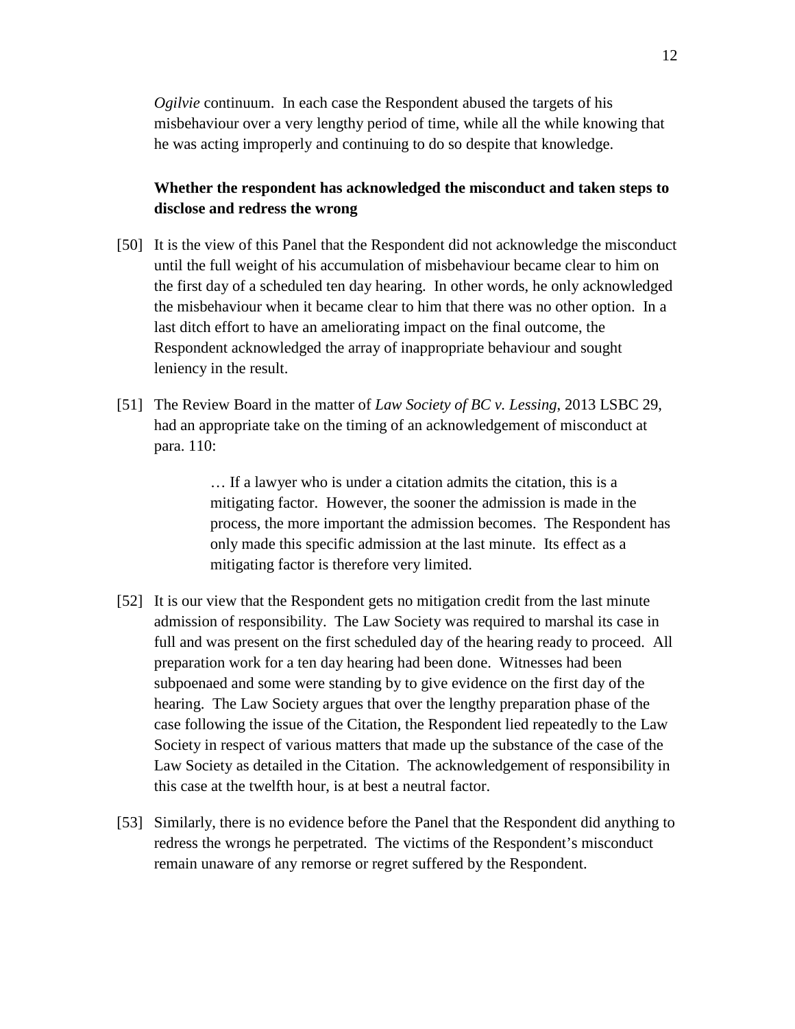*Ogilvie* continuum. In each case the Respondent abused the targets of his misbehaviour over a very lengthy period of time, while all the while knowing that he was acting improperly and continuing to do so despite that knowledge.

**Whether the respondent has acknowledged the misconduct and taken steps to disclose and redress the wrong**

[50] It is the view of this Panel that the Respondent did not acknowledge the misconduct until the full weight of his accumulation of misbehaviour became clear to him on the first day of a scheduled ten day hearing. In other words, he only acknowledged the misbehaviour when it became clear to him that there was no other option. In a last ditch effort to have an ameliorating impact on the final outcome, the Respondent acknowledged the array of inappropriate behaviour and sought leniency in the result.

[51] The Review Board in the matter of *Law Society of BC v. Lessing*, 2013 LSBC 29, had an appropriate take on the timing of an acknowledgement of misconduct at para. 110:

> … If a lawyer who is under a citation admits the citation, this is a mitigating factor. However, the sooner the admission is made in the process, the more important the admission becomes. The Respondent has only made this specific admission at the last minute. Its effect as a mitigating factor is therefore very limited.

[52] It is our view that the Respondent gets no mitigation credit from the last minute admission of responsibility. The Law Society was required to marshal its case in full and was present on the first scheduled day of the hearing ready to proceed. All preparation work for a ten day hearing had been done. Witnesses had been subpoenaed and some were standing by to give evidence on the first day of the hearing. The Law Society argues that over the lengthy preparation phase of the case following the issue of the Citation, the Respondent lied repeatedly to the Law Society in respect of various matters that made up the substance of the case of the Law Society as detailed in the Citation. The acknowledgement of responsibility in this case at the twelfth hour, is at best a neutral factor.

[53] Similarly, there is no evidence before the Panel that the Respondent did anything to redress the wrongs he perpetrated. The victims of the Respondent's misconduct remain unaware of any remorse or regret suffered by the Respondent.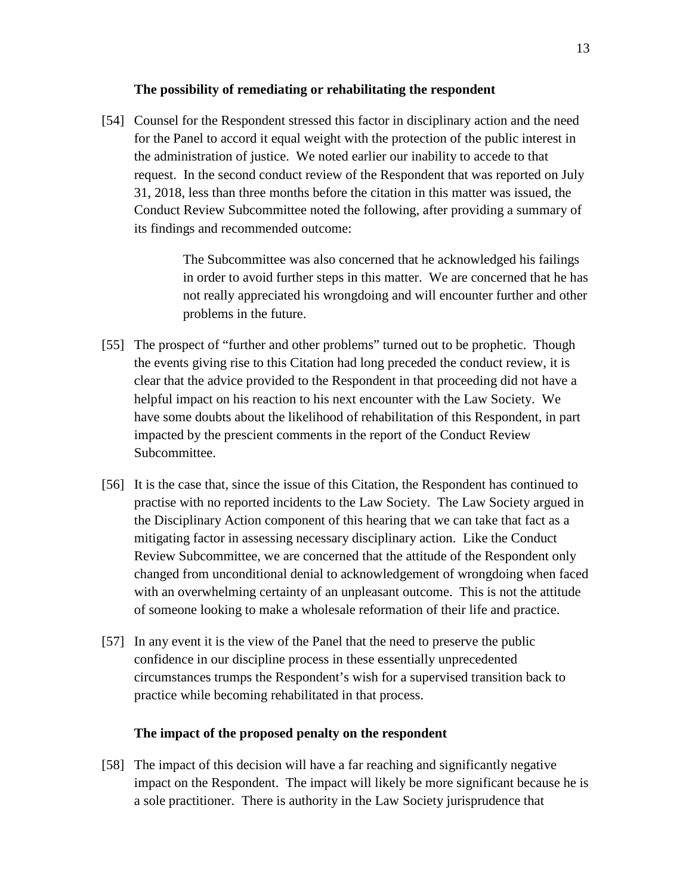**The possibility of remediating or rehabilitating the respondent**

[54] Counsel for the Respondent stressed this factor in disciplinary action and the need for the Panel to accord it equal weight with the protection of the public interest in the administration of justice. We noted earlier our inability to accede to that request. In the second conduct review of the Respondent that was reported on July 31, 2018, less than three months before the citation in this matter was issued, the Conduct Review Subcommittee noted the following, after providing a summary of its findings and recommended outcome:

> The Subcommittee was also concerned that he acknowledged his failings in order to avoid further steps in this matter. We are concerned that he has not really appreciated his wrongdoing and will encounter further and other problems in the future.

[55] The prospect of "further and other problems" turned out to be prophetic. Though the events giving rise to this Citation had long preceded the conduct review, it is clear that the advice provided to the Respondent in that proceeding did not have a helpful impact on his reaction to his next encounter with the Law Society. We have some doubts about the likelihood of rehabilitation of this Respondent, in part impacted by the prescient comments in the report of the Conduct Review Subcommittee.

[56] It is the case that, since the issue of this Citation, the Respondent has continued to practise with no reported incidents to the Law Society. The Law Society argued in the Disciplinary Action component of this hearing that we can take that fact as a mitigating factor in assessing necessary disciplinary action. Like the Conduct Review Subcommittee, we are concerned that the attitude of the Respondent only changed from unconditional denial to acknowledgement of wrongdoing when faced with an overwhelming certainty of an unpleasant outcome. This is not the attitude of someone looking to make a wholesale reformation of their life and practice.

[57] In any event it is the view of the Panel that the need to preserve the public confidence in our discipline process in these essentially unprecedented circumstances trumps the Respondent's wish for a supervised transition back to practice while becoming rehabilitated in that process.

**The impact of the proposed penalty on the respondent**

[58] The impact of this decision will have a far reaching and significantly negative impact on the Respondent. The impact will likely be more significant because he is a sole practitioner. There is authority in the Law Society jurisprudence that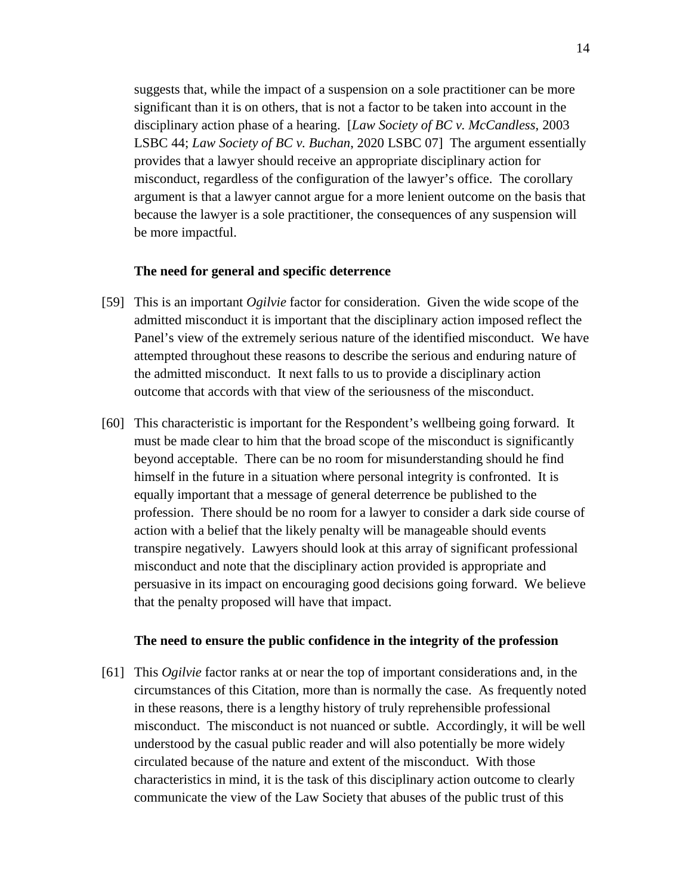suggests that, while the impact of a suspension on a sole practitioner can be more significant than it is on others, that is not a factor to be taken into account in the disciplinary action phase of a hearing. [*Law Society of BC v. McCandless*, 2003 LSBC 44; *Law Society of BC v. Buchan*, 2020 LSBC 07] The argument essentially provides that a lawyer should receive an appropriate disciplinary action for misconduct, regardless of the configuration of the lawyer's office. The corollary argument is that a lawyer cannot argue for a more lenient outcome on the basis that because the lawyer is a sole practitioner, the consequences of any suspension will be more impactful.

**The need for general and specific deterrence**

[59] This is an important *Ogilvie* factor for consideration. Given the wide scope of the admitted misconduct it is important that the disciplinary action imposed reflect the Panel's view of the extremely serious nature of the identified misconduct. We have attempted throughout these reasons to describe the serious and enduring nature of the admitted misconduct. It next falls to us to provide a disciplinary action outcome that accords with that view of the seriousness of the misconduct.

[60] This characteristic is important for the Respondent's wellbeing going forward. It must be made clear to him that the broad scope of the misconduct is significantly beyond acceptable. There can be no room for misunderstanding should he find himself in the future in a situation where personal integrity is confronted. It is equally important that a message of general deterrence be published to the profession. There should be no room for a lawyer to consider a dark side course of action with a belief that the likely penalty will be manageable should events transpire negatively. Lawyers should look at this array of significant professional misconduct and note that the disciplinary action provided is appropriate and persuasive in its impact on encouraging good decisions going forward. We believe that the penalty proposed will have that impact.

**The need to ensure the public confidence in the integrity of the profession**

[61] This *Ogilvie* factor ranks at or near the top of important considerations and, in the circumstances of this Citation, more than is normally the case. As frequently noted in these reasons, there is a lengthy history of truly reprehensible professional misconduct. The misconduct is not nuanced or subtle. Accordingly, it will be well understood by the casual public reader and will also potentially be more widely circulated because of the nature and extent of the misconduct. With those characteristics in mind, it is the task of this disciplinary action outcome to clearly communicate the view of the Law Society that abuses of the public trust of this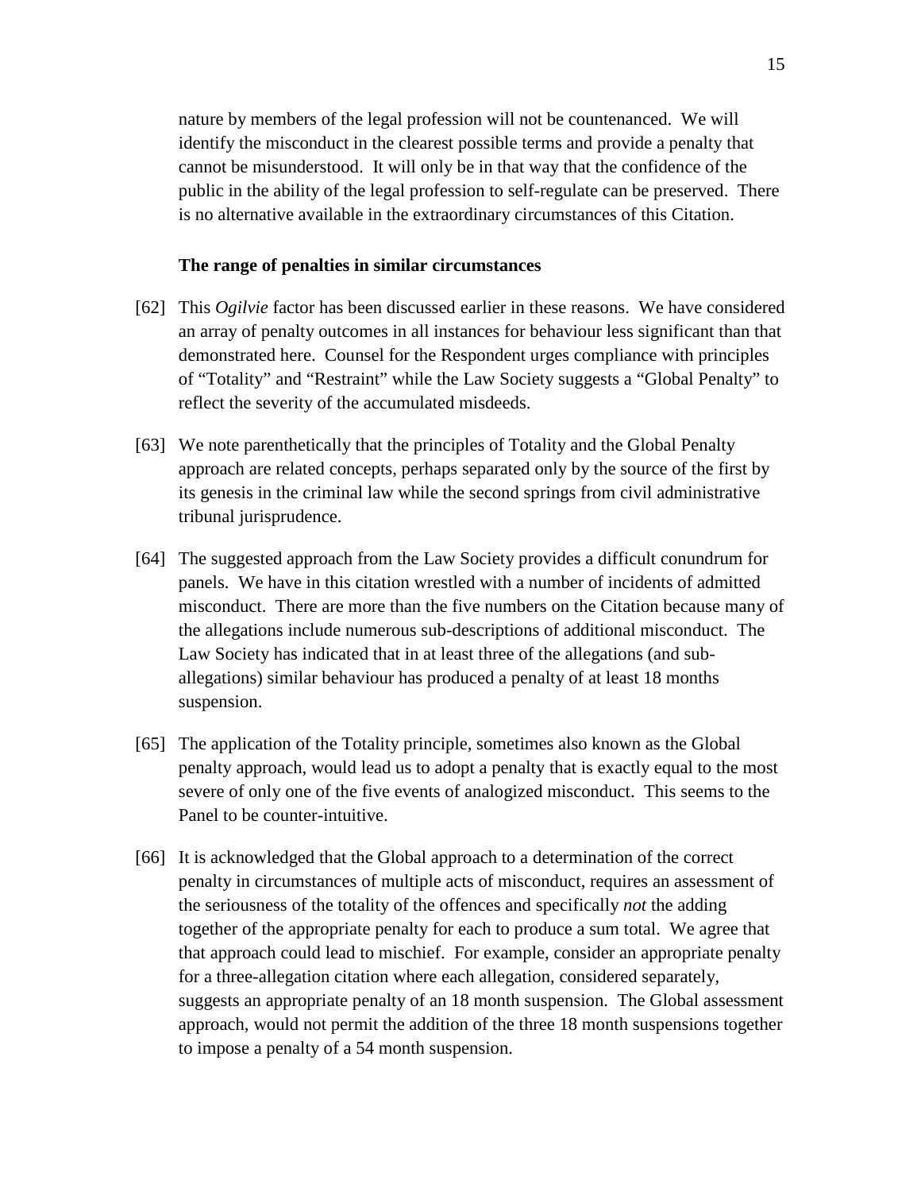nature by members of the legal profession will not be countenanced. We will identify the misconduct in the clearest possible terms and provide a penalty that cannot be misunderstood. It will only be in that way that the confidence of the public in the ability of the legal profession to self-regulate can be preserved. There is no alternative available in the extraordinary circumstances of this Citation.

**The range of penalties in similar circumstances**

[62] This *Ogilvie* factor has been discussed earlier in these reasons. We have considered an array of penalty outcomes in all instances for behaviour less significant than that demonstrated here. Counsel for the Respondent urges compliance with principles of "Totality" and "Restraint" while the Law Society suggests a "Global Penalty" to reflect the severity of the accumulated misdeeds.

[63] We note parenthetically that the principles of Totality and the Global Penalty approach are related concepts, perhaps separated only by the source of the first by its genesis in the criminal law while the second springs from civil administrative tribunal jurisprudence.

[64] The suggested approach from the Law Society provides a difficult conundrum for panels. We have in this citation wrestled with a number of incidents of admitted misconduct. There are more than the five numbers on the Citation because many of the allegations include numerous sub-descriptions of additional misconduct. The Law Society has indicated that in at least three of the allegations (and sub-allegations) similar behaviour has produced a penalty of at least 18 months suspension.

[65] The application of the Totality principle, sometimes also known as the Global penalty approach, would lead us to adopt a penalty that is exactly equal to the most severe of only one of the five events of analogized misconduct. This seems to the Panel to be counter-intuitive.

[66] It is acknowledged that the Global approach to a determination of the correct penalty in circumstances of multiple acts of misconduct, requires an assessment of the seriousness of the totality of the offences and specifically *not* the adding together of the appropriate penalty for each to produce a sum total. We agree that that approach could lead to mischief. For example, consider an appropriate penalty for a three-allegation citation where each allegation, considered separately, suggests an appropriate penalty of an 18 month suspension. The Global assessment approach, would not permit the addition of the three 18 month suspensions together to impose a penalty of a 54 month suspension.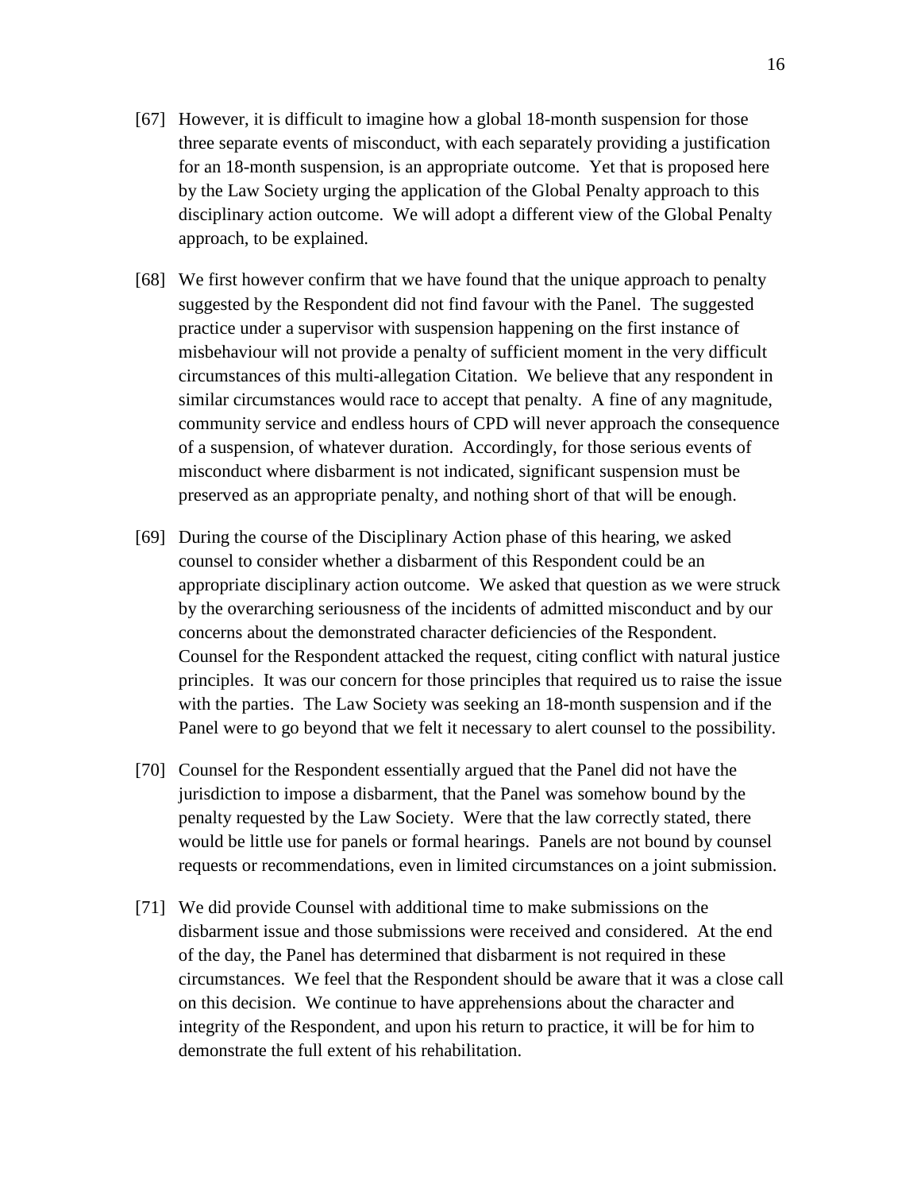[67] However, it is difficult to imagine how a global 18-month suspension for those three separate events of misconduct, with each separately providing a justification for an 18-month suspension, is an appropriate outcome. Yet that is proposed here by the Law Society urging the application of the Global Penalty approach to this disciplinary action outcome. We will adopt a different view of the Global Penalty approach, to be explained.

[68] We first however confirm that we have found that the unique approach to penalty suggested by the Respondent did not find favour with the Panel. The suggested practice under a supervisor with suspension happening on the first instance of misbehaviour will not provide a penalty of sufficient moment in the very difficult circumstances of this multi-allegation Citation. We believe that any respondent in similar circumstances would race to accept that penalty. A fine of any magnitude, community service and endless hours of CPD will never approach the consequence of a suspension, of whatever duration. Accordingly, for those serious events of misconduct where disbarment is not indicated, significant suspension must be preserved as an appropriate penalty, and nothing short of that will be enough.

[69] During the course of the Disciplinary Action phase of this hearing, we asked counsel to consider whether a disbarment of this Respondent could be an appropriate disciplinary action outcome. We asked that question as we were struck by the overarching seriousness of the incidents of admitted misconduct and by our concerns about the demonstrated character deficiencies of the Respondent. Counsel for the Respondent attacked the request, citing conflict with natural justice principles. It was our concern for those principles that required us to raise the issue with the parties. The Law Society was seeking an 18-month suspension and if the Panel were to go beyond that we felt it necessary to alert counsel to the possibility.

[70] Counsel for the Respondent essentially argued that the Panel did not have the jurisdiction to impose a disbarment, that the Panel was somehow bound by the penalty requested by the Law Society. Were that the law correctly stated, there would be little use for panels or formal hearings. Panels are not bound by counsel requests or recommendations, even in limited circumstances on a joint submission.

[71] We did provide Counsel with additional time to make submissions on the disbarment issue and those submissions were received and considered. At the end of the day, the Panel has determined that disbarment is not required in these circumstances. We feel that the Respondent should be aware that it was a close call on this decision. We continue to have apprehensions about the character and integrity of the Respondent, and upon his return to practice, it will be for him to demonstrate the full extent of his rehabilitation.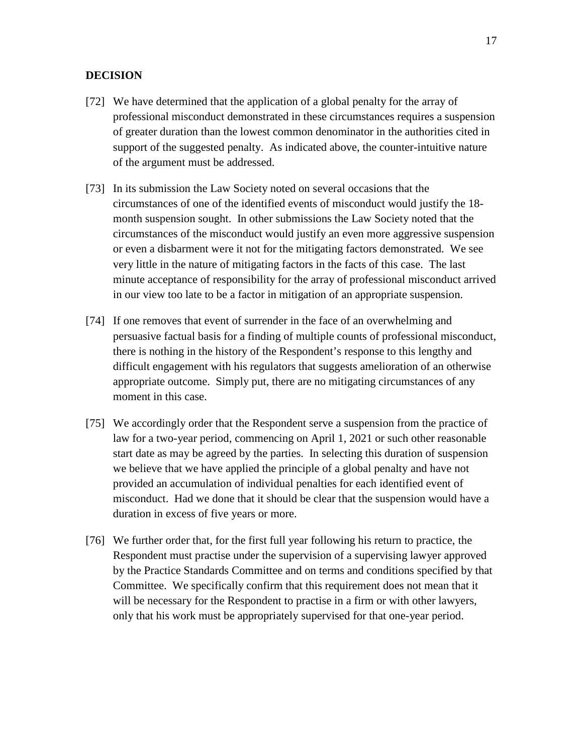## DECISION

[72] We have determined that the application of a global penalty for the array of professional misconduct demonstrated in these circumstances requires a suspension of greater duration than the lowest common denominator in the authorities cited in support of the suggested penalty. As indicated above, the counter-intuitive nature of the argument must be addressed.

[73] In its submission the Law Society noted on several occasions that the circumstances of one of the identified events of misconduct would justify the 18-month suspension sought. In other submissions the Law Society noted that the circumstances of the misconduct would justify an even more aggressive suspension or even a disbarment were it not for the mitigating factors demonstrated. We see very little in the nature of mitigating factors in the facts of this case. The last minute acceptance of responsibility for the array of professional misconduct arrived in our view too late to be a factor in mitigation of an appropriate suspension.

[74] If one removes that event of surrender in the face of an overwhelming and persuasive factual basis for a finding of multiple counts of professional misconduct, there is nothing in the history of the Respondent's response to this lengthy and difficult engagement with his regulators that suggests amelioration of an otherwise appropriate outcome. Simply put, there are no mitigating circumstances of any moment in this case.

[75] We accordingly order that the Respondent serve a suspension from the practice of law for a two-year period, commencing on April 1, 2021 or such other reasonable start date as may be agreed by the parties. In selecting this duration of suspension we believe that we have applied the principle of a global penalty and have not provided an accumulation of individual penalties for each identified event of misconduct. Had we done that it should be clear that the suspension would have a duration in excess of five years or more.

[76] We further order that, for the first full year following his return to practice, the Respondent must practise under the supervision of a supervising lawyer approved by the Practice Standards Committee and on terms and conditions specified by that Committee. We specifically confirm that this requirement does not mean that it will be necessary for the Respondent to practise in a firm or with other lawyers, only that his work must be appropriately supervised for that one-year period.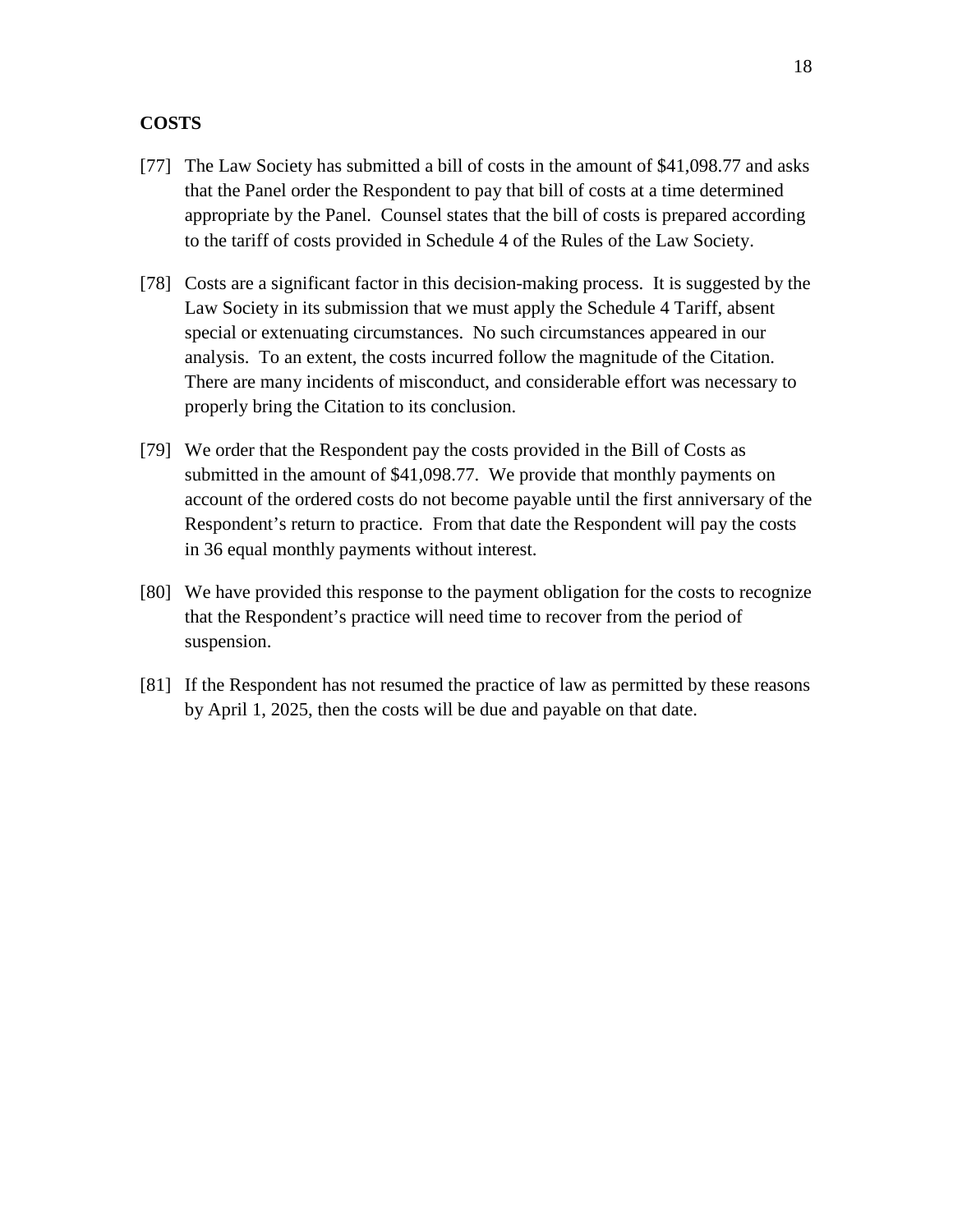## COSTS

[77] The Law Society has submitted a bill of costs in the amount of $41,098.77 and asks that the Panel order the Respondent to pay that bill of costs at a time determined appropriate by the Panel. Counsel states that the bill of costs is prepared according to the tariff of costs provided in Schedule 4 of the Rules of the Law Society.

[78] Costs are a significant factor in this decision-making process. It is suggested by the Law Society in its submission that we must apply the Schedule 4 Tariff, absent special or extenuating circumstances. No such circumstances appeared in our analysis. To an extent, the costs incurred follow the magnitude of the Citation. There are many incidents of misconduct, and considerable effort was necessary to properly bring the Citation to its conclusion.

[79] We order that the Respondent pay the costs provided in the Bill of Costs as submitted in the amount of $41,098.77. We provide that monthly payments on account of the ordered costs do not become payable until the first anniversary of the Respondent's return to practice. From that date the Respondent will pay the costs in 36 equal monthly payments without interest.

[80] We have provided this response to the payment obligation for the costs to recognize that the Respondent's practice will need time to recover from the period of suspension.

[81] If the Respondent has not resumed the practice of law as permitted by these reasons by April 1, 2025, then the costs will be due and payable on that date.